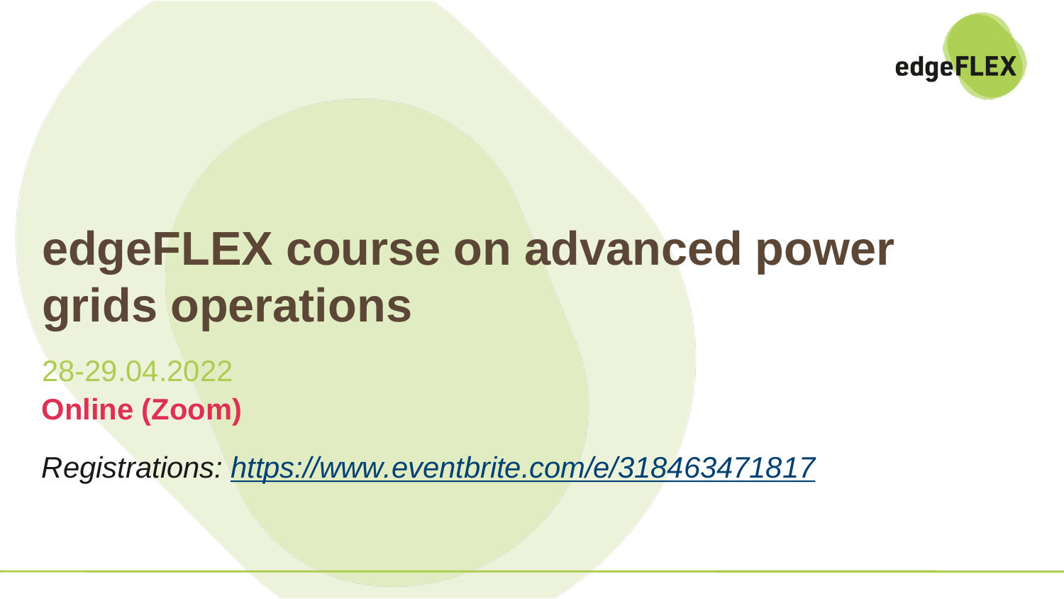edgeFLEX

# edgeFLEX course on advanced power grids operations

28-29.04.2022

**Online (Zoom)**

*Registrations: [https://www.eventbrite.com/e/318463471817](https://www.eventbrite.com/e/318463471817)*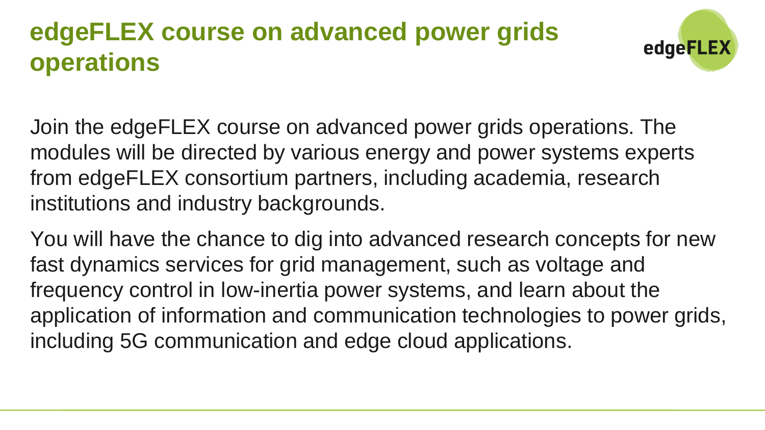# edgeFLEX course on advanced power grids operations

Join the edgeFLEX course on advanced power grids operations. The modules will be directed by various energy and power systems experts from edgeFLEX consortium partners, including academia, research institutions and industry backgrounds.

You will have the chance to dig into advanced research concepts for new fast dynamics services for grid management, such as voltage and frequency control in low-inertia power systems, and learn about the application of information and communication technologies to power grids, including 5G communication and edge cloud applications.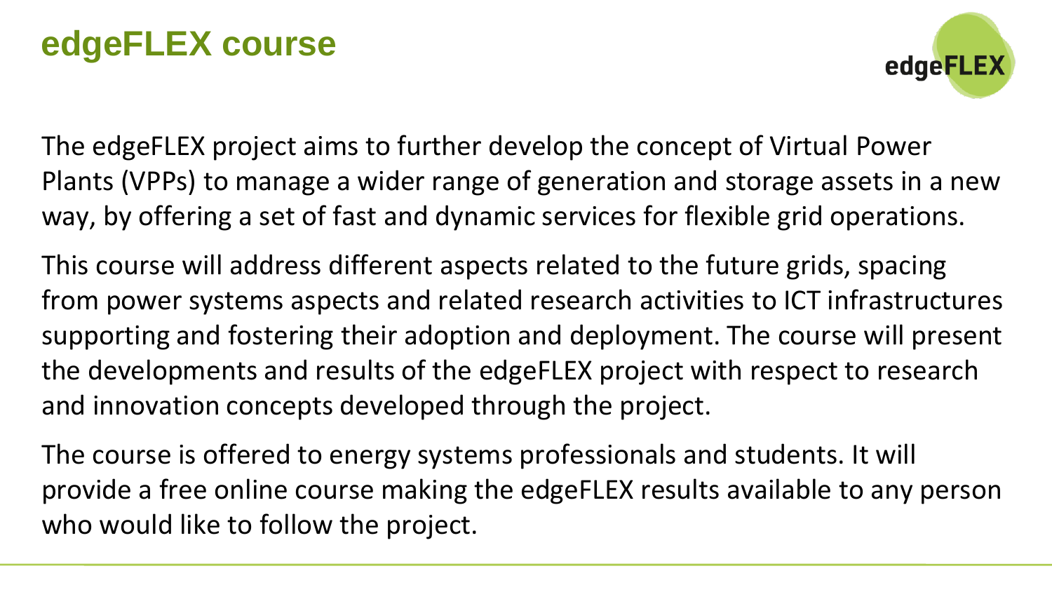# edgeFLEX course

The edgeFLEX project aims to further develop the concept of Virtual Power Plants (VPPs) to manage a wider range of generation and storage assets in a new way, by offering a set of fast and dynamic services for flexible grid operations.

This course will address different aspects related to the future grids, spacing from power systems aspects and related research activities to ICT infrastructures supporting and fostering their adoption and deployment. The course will present the developments and results of the edgeFLEX project with respect to research and innovation concepts developed through the project.

The course is offered to energy systems professionals and students. It will provide a free online course making the edgeFLEX results available to any person who would like to follow the project.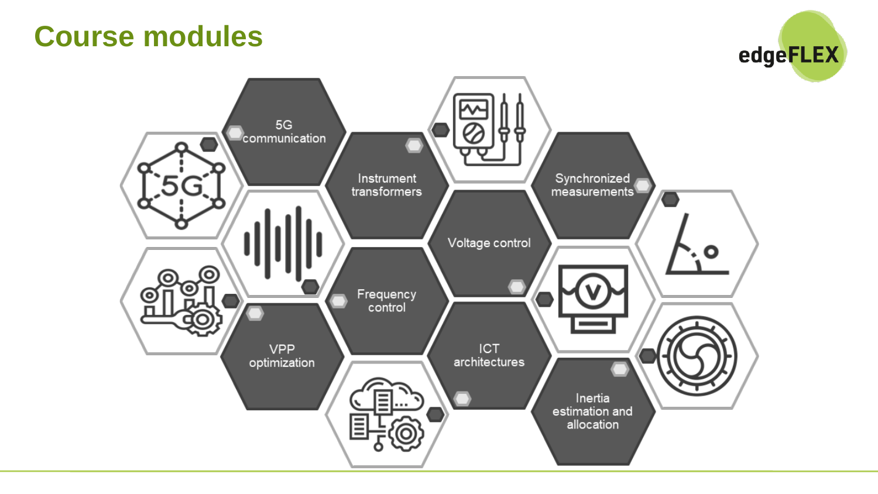# Course modules

- 5G communication
- Instrument transformers
- Synchronized measurements
- Voltage control
- Frequency control
- VPP optimization
- ICT architectures
- Inertia estimation and allocation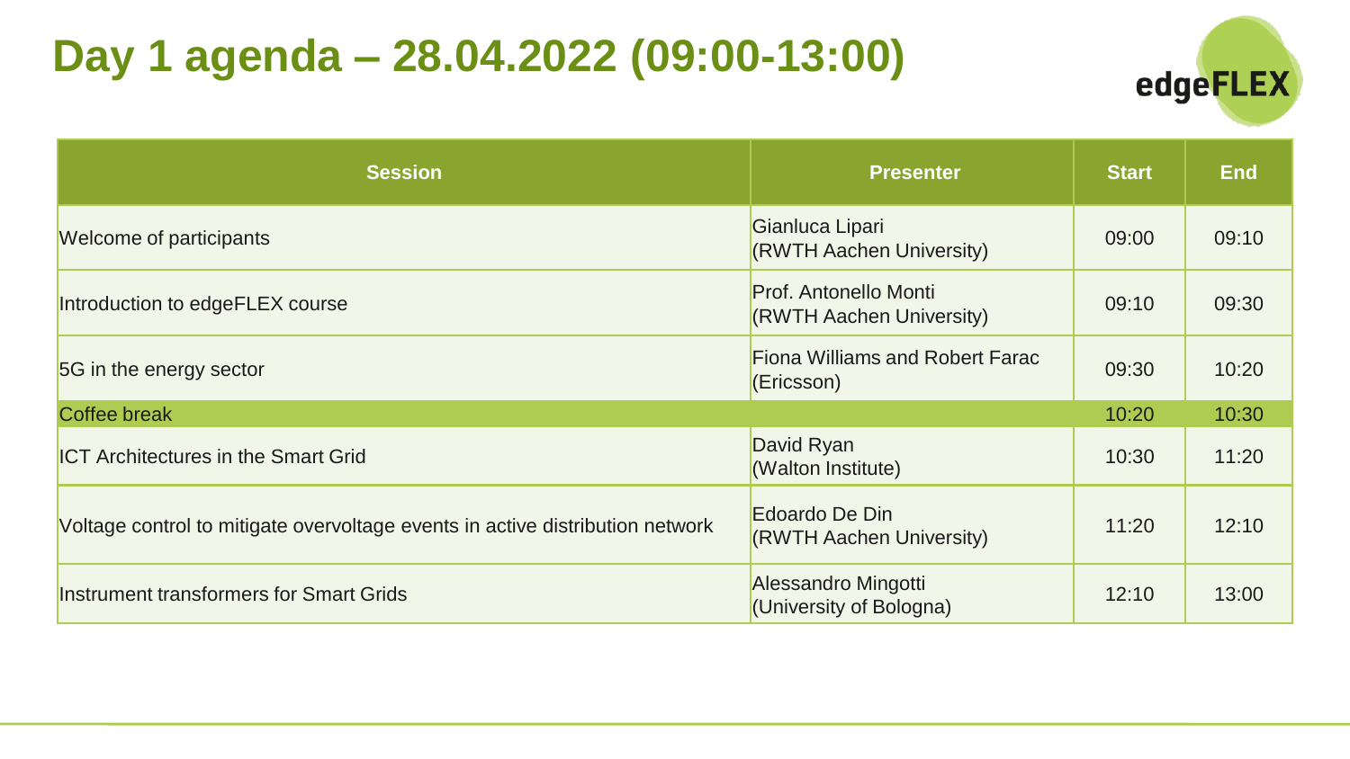# Day 1 agenda – 28.04.2022 (09:00-13:00)

| Session | Presenter | Start | End |
|---|---|---|---|
| Welcome of participants | Gianluca Lipari (RWTH Aachen University) | 09:00 | 09:10 |
| Introduction to edgeFLEX course | Prof. Antonello Monti (RWTH Aachen University) | 09:10 | 09:30 |
| 5G in the energy sector | Fiona Williams and Robert Farac (Ericsson) | 09:30 | 10:20 |
| Coffee break | | 10:20 | 10:30 |
| ICT Architectures in the Smart Grid | David Ryan (Walton Institute) | 10:30 | 11:20 |
| Voltage control to mitigate overvoltage events in active distribution network | Edoardo De Din (RWTH Aachen University) | 11:20 | 12:10 |
| Instrument transformers for Smart Grids | Alessandro Mingotti (University of Bologna) | 12:10 | 13:00 |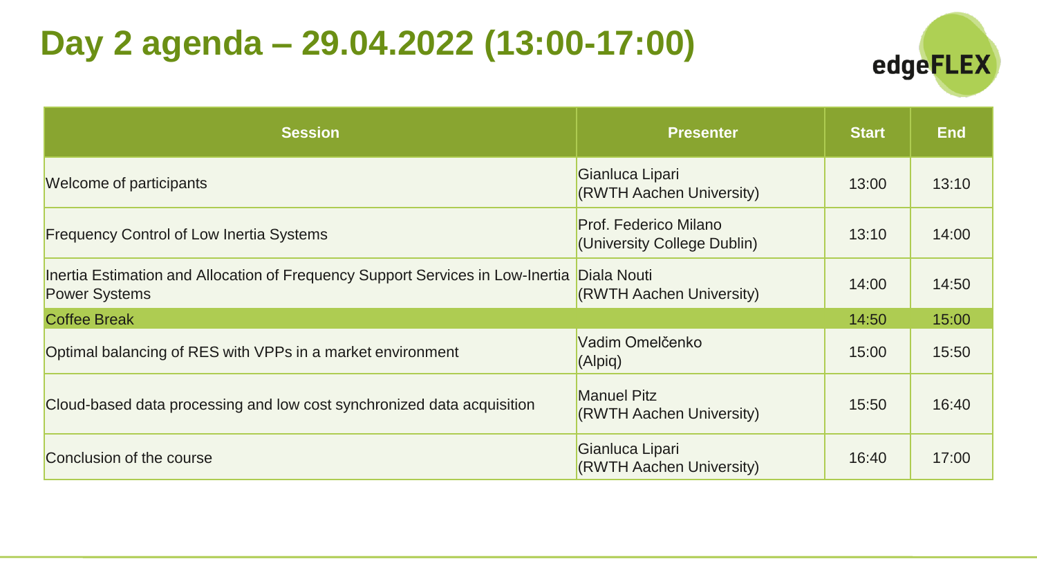# Day 2 agenda – 29.04.2022 (13:00-17:00)

| Session | Presenter | Start | End |
|---|---|---|---|
| Welcome of participants | Gianluca Lipari (RWTH Aachen University) | 13:00 | 13:10 |
| Frequency Control of Low Inertia Systems | Prof. Federico Milano (University College Dublin) | 13:10 | 14:00 |
| Inertia Estimation and Allocation of Frequency Support Services in Low-Inertia Power Systems | Diala Nouti (RWTH Aachen University) | 14:00 | 14:50 |
| Coffee Break | | 14:50 | 15:00 |
| Optimal balancing of RES with VPPs in a market environment | Vadim Omelčenko (Alpiq) | 15:00 | 15:50 |
| Cloud-based data processing and low cost synchronized data acquisition | Manuel Pitz (RWTH Aachen University) | 15:50 | 16:40 |
| Conclusion of the course | Gianluca Lipari (RWTH Aachen University) | 16:40 | 17:00 |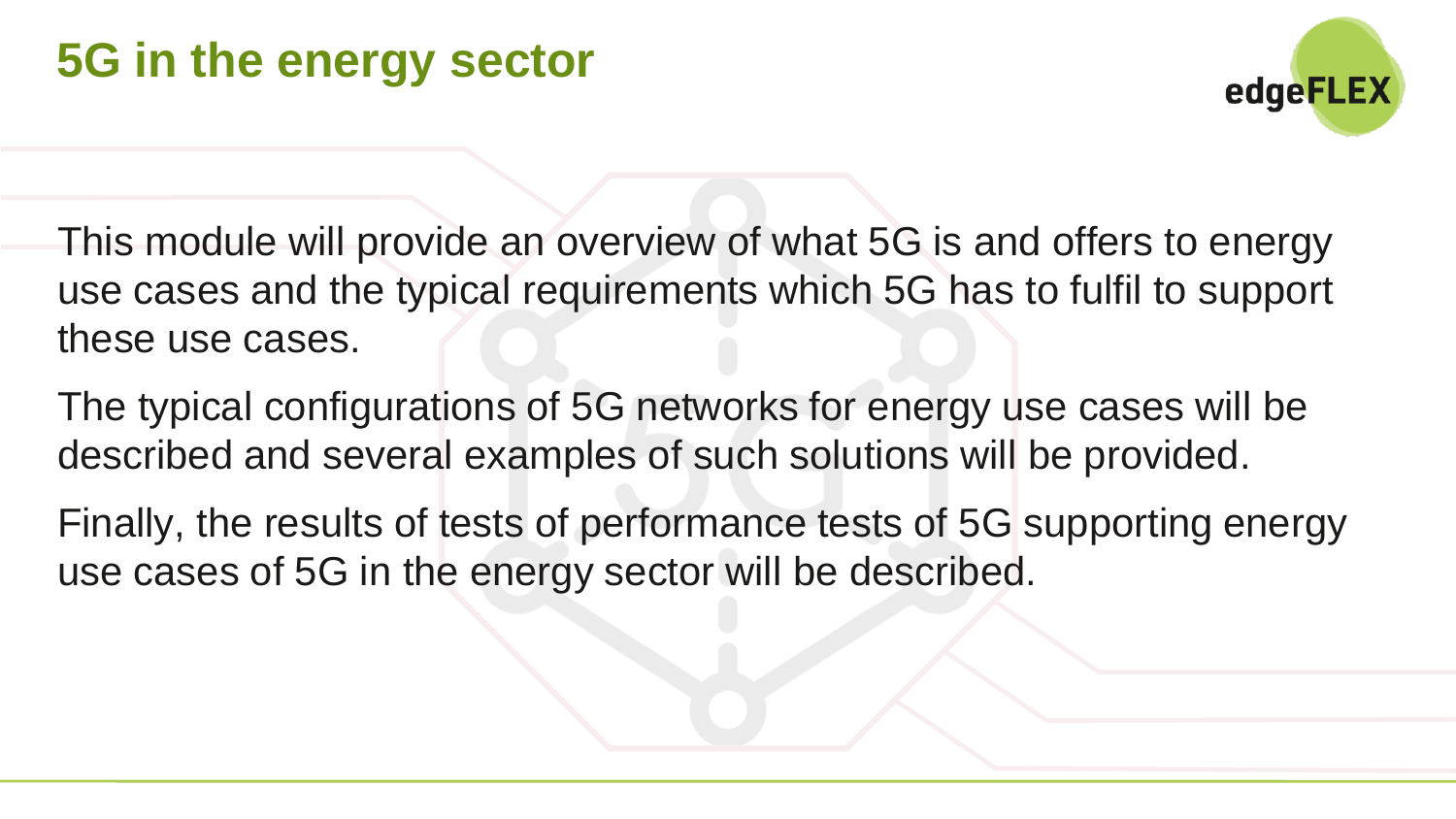# 5G in the energy sector

This module will provide an overview of what 5G is and offers to energy use cases and the typical requirements which 5G has to fulfil to support these use cases.

The typical configurations of 5G networks for energy use cases will be described and several examples of such solutions will be provided.

Finally, the results of tests of performance tests of 5G supporting energy use cases of 5G in the energy sector will be described.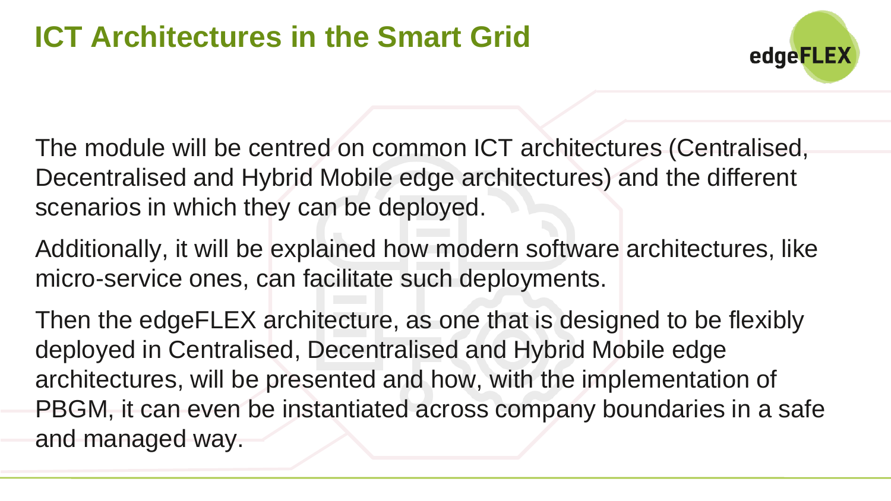# ICT Architectures in the Smart Grid

The module will be centred on common ICT architectures (Centralised, Decentralised and Hybrid Mobile edge architectures) and the different scenarios in which they can be deployed.

Additionally, it will be explained how modern software architectures, like micro-service ones, can facilitate such deployments.

Then the edgeFLEX architecture, as one that is designed to be flexibly deployed in Centralised, Decentralised and Hybrid Mobile edge architectures, will be presented and how, with the implementation of PBGM, it can even be instantiated across company boundaries in a safe and managed way.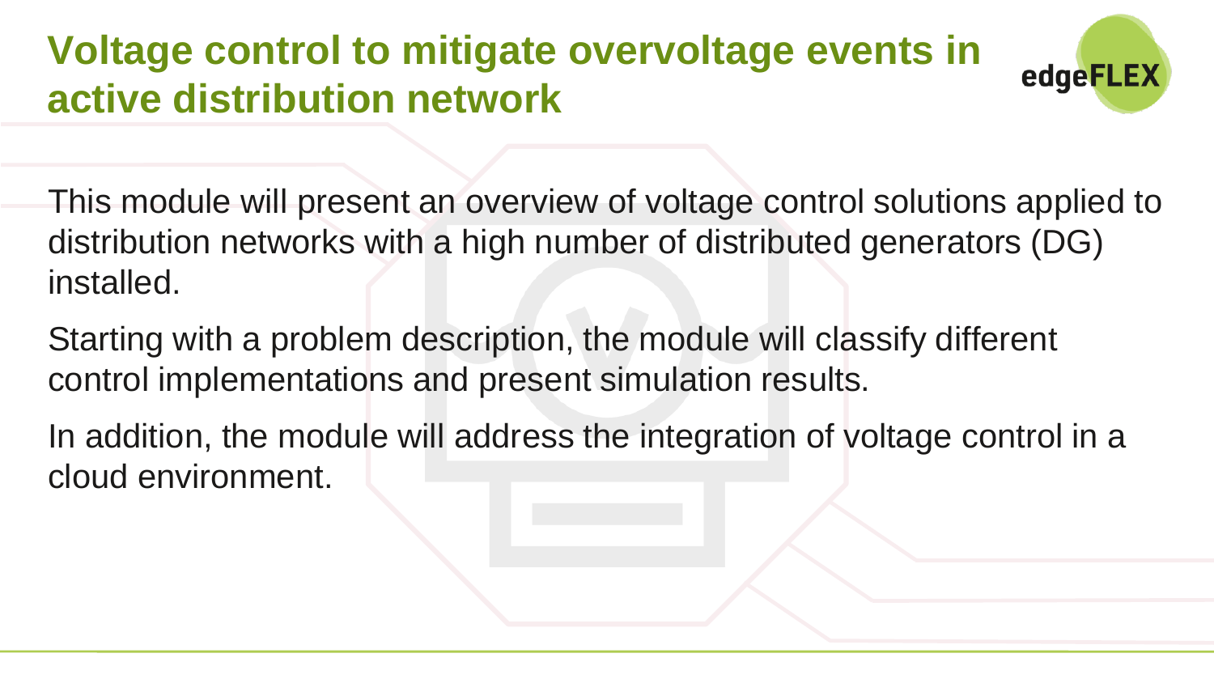# Voltage control to mitigate overvoltage events in active distribution network

This module will present an overview of voltage control solutions applied to distribution networks with a high number of distributed generators (DG) installed.

Starting with a problem description, the module will classify different control implementations and present simulation results.

In addition, the module will address the integration of voltage control in a cloud environment.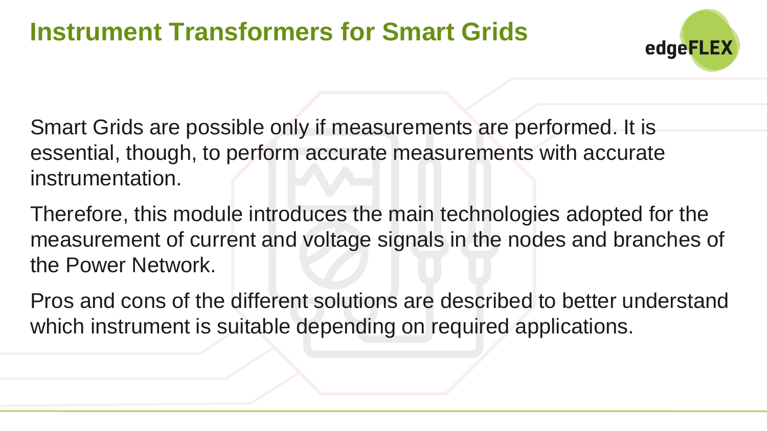# Instrument Transformers for Smart Grids

Smart Grids are possible only if measurements are performed. It is essential, though, to perform accurate measurements with accurate instrumentation.

Therefore, this module introduces the main technologies adopted for the measurement of current and voltage signals in the nodes and branches of the Power Network.

Pros and cons of the different solutions are described to better understand which instrument is suitable depending on required applications.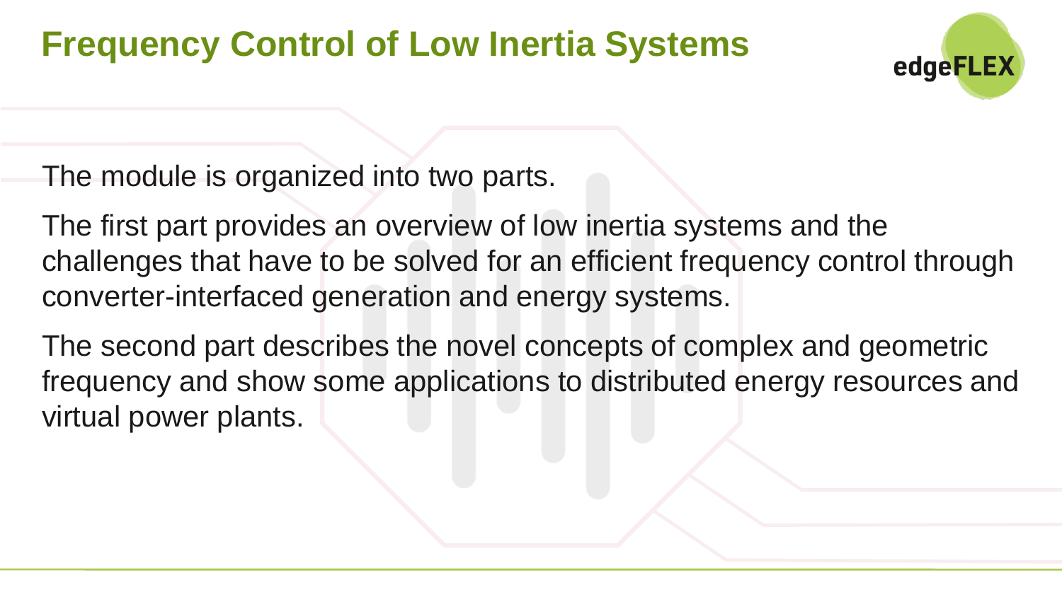# Frequency Control of Low Inertia Systems

The module is organized into two parts.

The first part provides an overview of low inertia systems and the challenges that have to be solved for an efficient frequency control through converter-interfaced generation and energy systems.

The second part describes the novel concepts of complex and geometric frequency and show some applications to distributed energy resources and virtual power plants.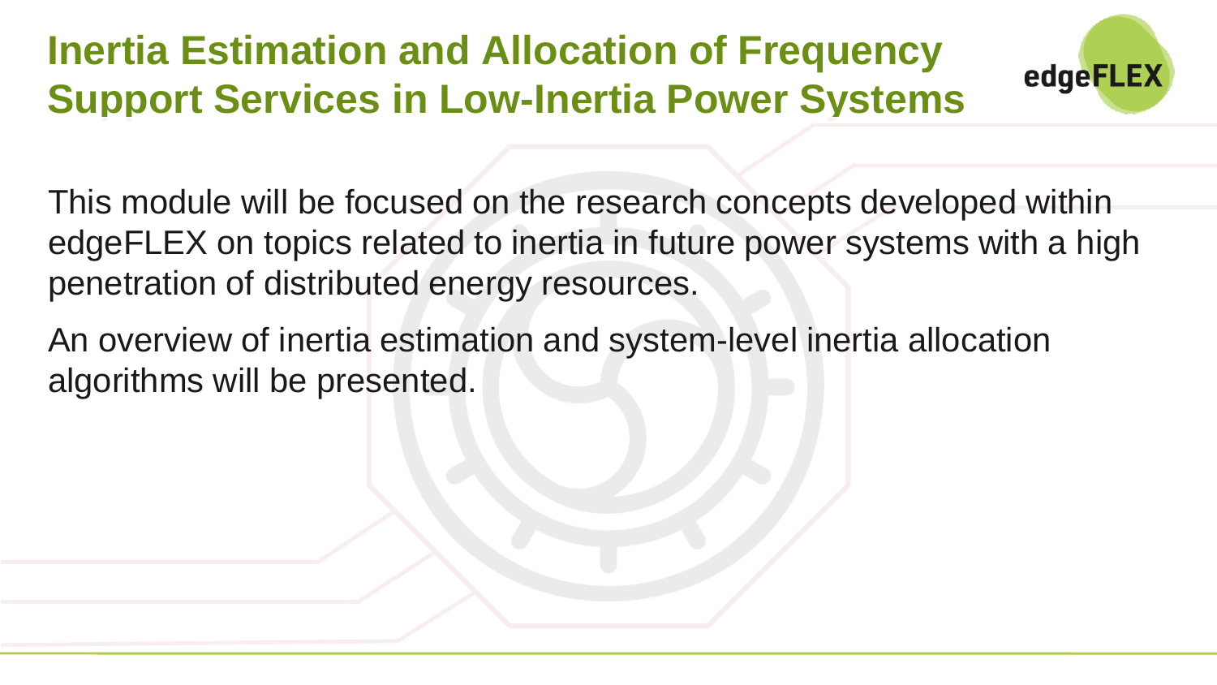# Inertia Estimation and Allocation of Frequency Support Services in Low-Inertia Power Systems

This module will be focused on the research concepts developed within edgeFLEX on topics related to inertia in future power systems with a high penetration of distributed energy resources.

An overview of inertia estimation and system-level inertia allocation algorithms will be presented.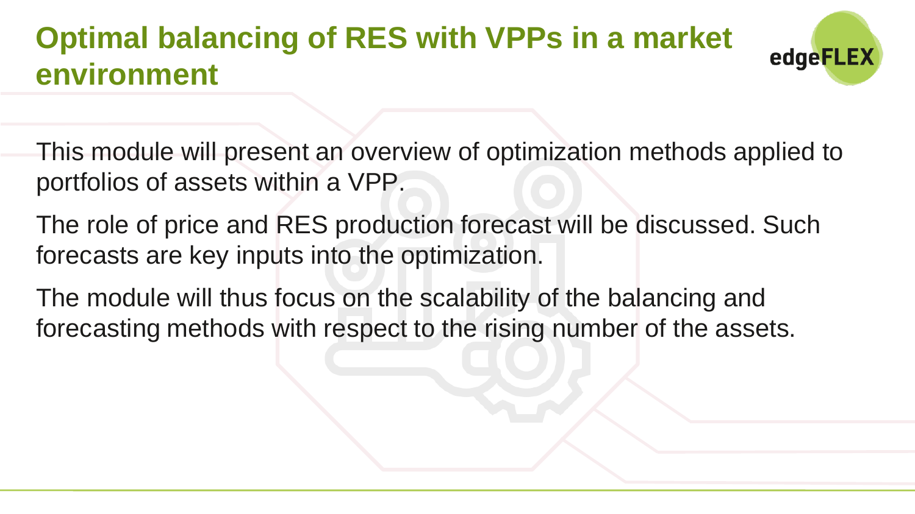# Optimal balancing of RES with VPPs in a market environment

This module will present an overview of optimization methods applied to portfolios of assets within a VPP.

The role of price and RES production forecast will be discussed. Such forecasts are key inputs into the optimization.

The module will thus focus on the scalability of the balancing and forecasting methods with respect to the rising number of the assets.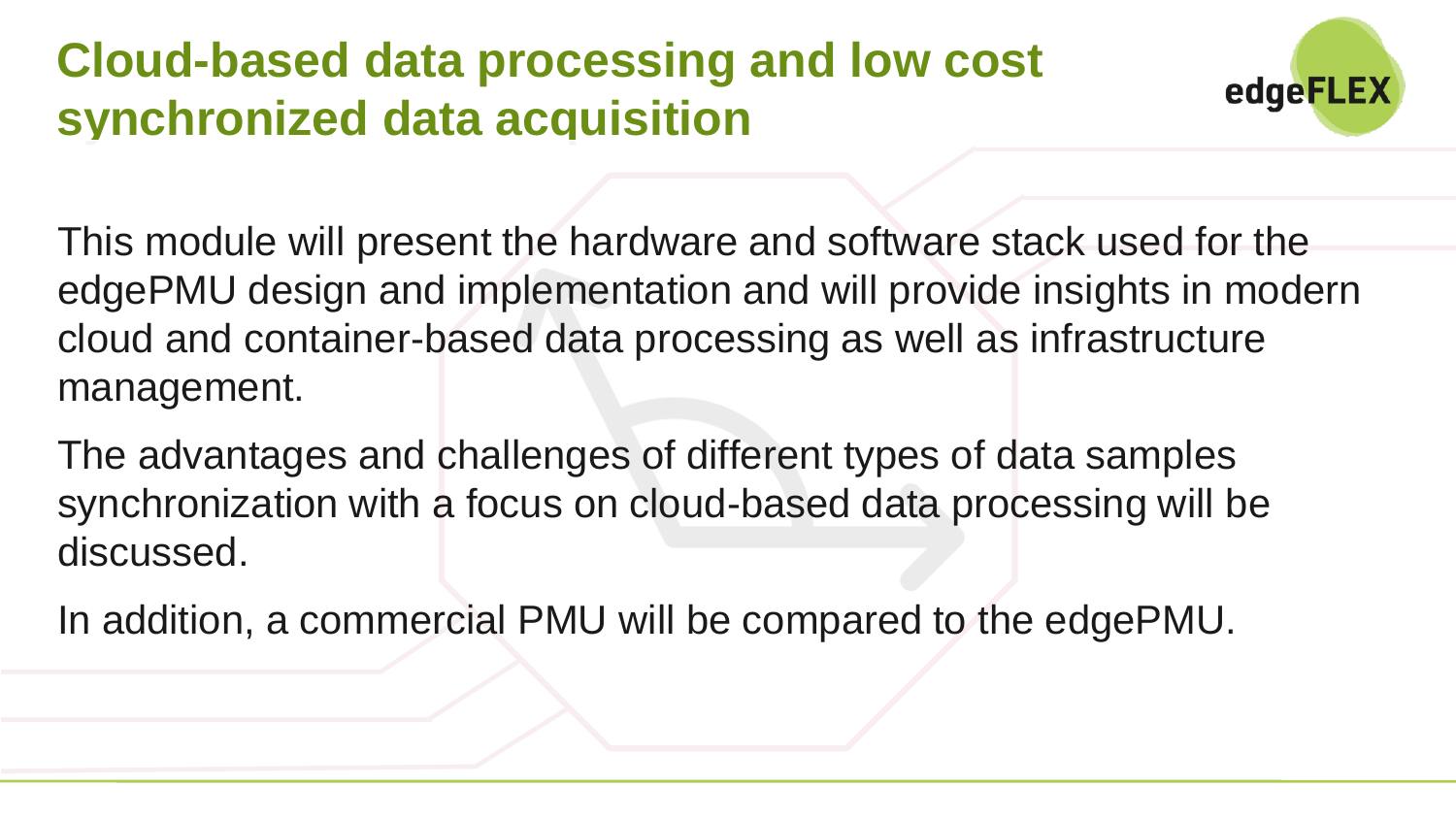# Cloud-based data processing and low cost synchronized data acquisition

This module will present the hardware and software stack used for the edgePMU design and implementation and will provide insights in modern cloud and container-based data processing as well as infrastructure management.

The advantages and challenges of different types of data samples synchronization with a focus on cloud-based data processing will be discussed.

In addition, a commercial PMU will be compared to the edgePMU.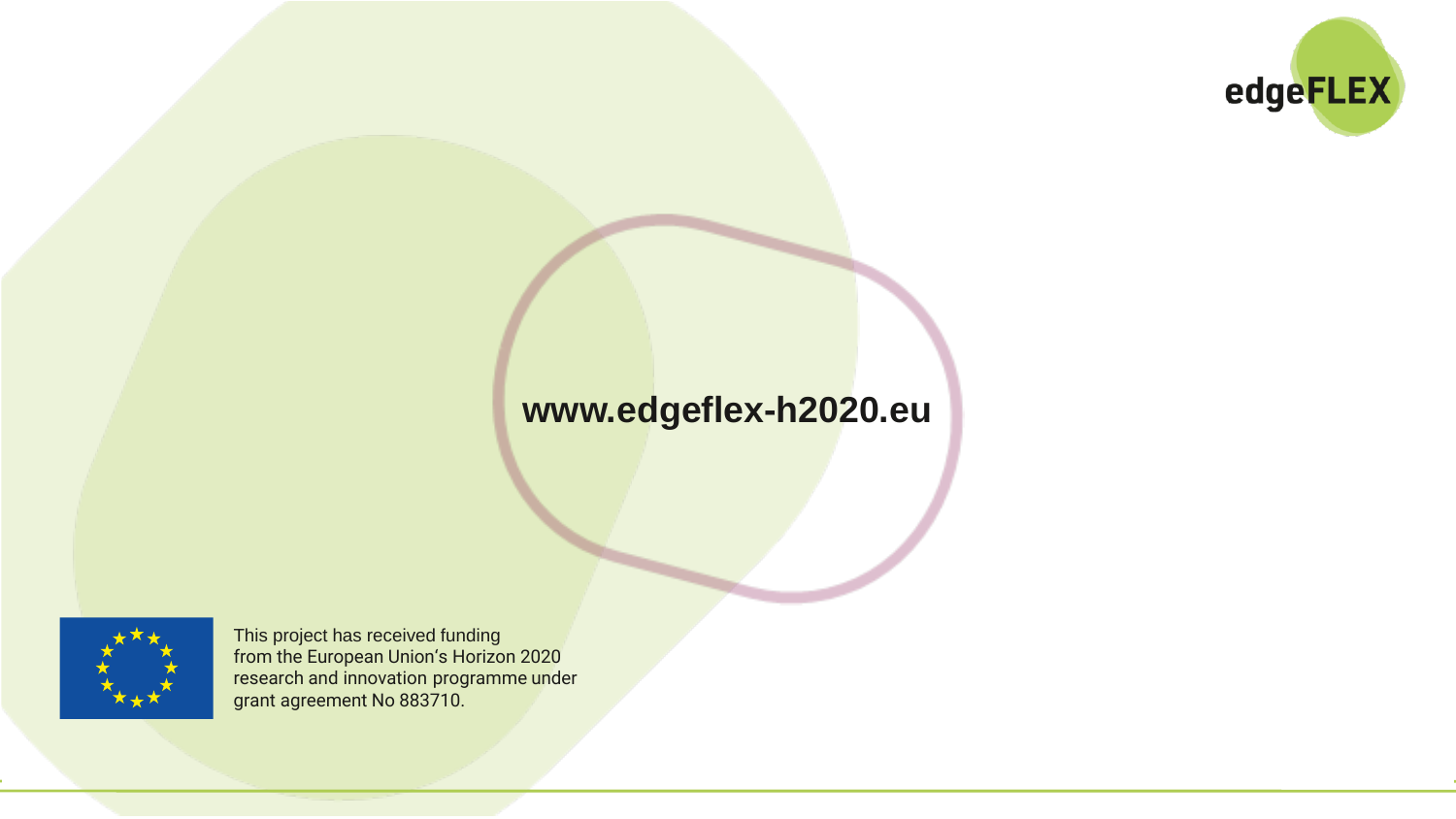**www.edgeflex-h2020.eu**

This project has received funding from the European Union's Horizon 2020 research and innovation programme under grant agreement No 883710.